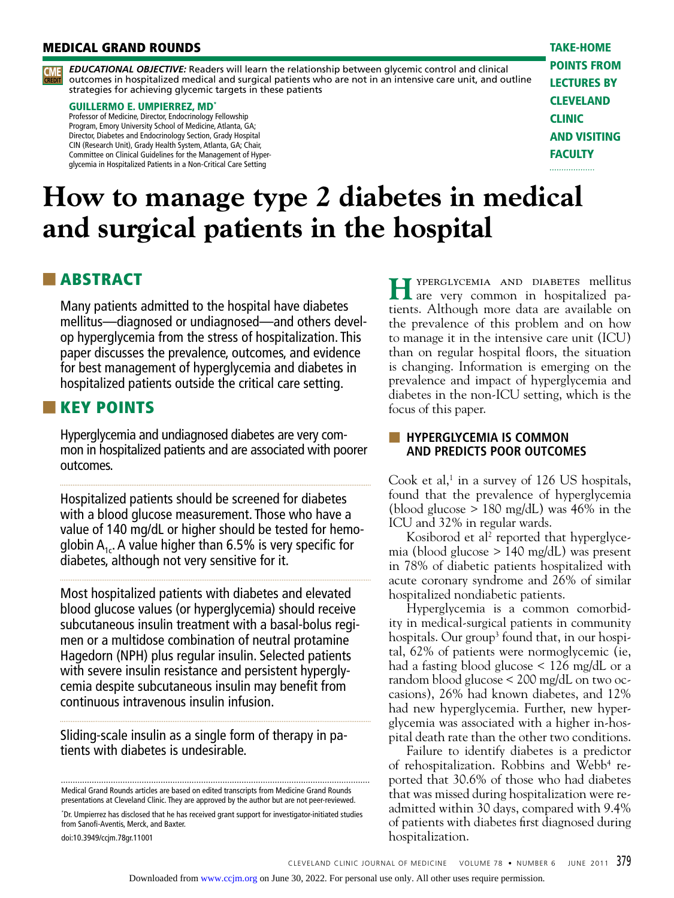MEDICAL GRAND ROUNDS

TAKE-HOME POINTS FROM LECTURES BY CLEVELAND CLINIC AND VISITING FACULTY

CME CREDIT *EDUCATIONAL OBJECTIVE:* Readers will learn the relationship between glycemic control and clinical outcomes in hospitalized medical and surgical patients who are not in an intensive care unit, and outline strategies for achieving glycemic targets in these patients

**GUILLERMO E. UMPIERREZ, MD***
Professor of Medicine, Director, Endocrinology Fellowship Program, Emory University School of Medicine, Atlanta, GA; Director, Diabetes and Endocrinology Section, Grady Hospital CIN (Research Unit), Grady Health System, Atlanta, GA; Chair, Committee on Clinical Guidelines for the Management of Hyperglycemia in Hospitalized Patients in a Non-Critical Care Setting

# How to manage type 2 diabetes in medical and surgical patients in the hospital

## ABSTRACT

Many patients admitted to the hospital have diabetes mellitus—diagnosed or undiagnosed—and others develop hyperglycemia from the stress of hospitalization. This paper discusses the prevalence, outcomes, and evidence for best management of hyperglycemia and diabetes in hospitalized patients outside the critical care setting.

## KEY POINTS

Hyperglycemia and undiagnosed diabetes are very common in hospitalized patients and are associated with poorer outcomes.

Hospitalized patients should be screened for diabetes with a blood glucose measurement. Those who have a value of 140 mg/dL or higher should be tested for hemoglobin $A_{1c}$. A value higher than 6.5% is very specific for diabetes, although not very sensitive for it.

Most hospitalized patients with diabetes and elevated blood glucose values (or hyperglycemia) should receive subcutaneous insulin treatment with a basal-bolus regimen or a multidose combination of neutral protamine Hagedorn (NPH) plus regular insulin. Selected patients with severe insulin resistance and persistent hyperglycemia despite subcutaneous insulin may benefit from continuous intravenous insulin infusion.

Sliding-scale insulin as a single form of therapy in patients with diabetes is undesirable.

Medical Grand Rounds articles are based on edited transcripts from Medicine Grand Rounds presentations at Cleveland Clinic. They are approved by the author but are not peer-reviewed.

*Dr. Umpierrez has disclosed that he has received grant support for investigator-initiated studies from Sanofi-Aventis, Merck, and Baxter.

doi:10.3949/ccjm.78gr.11001

Hyperglycemia and diabetes mellitus are very common in hospitalized patients. Although more data are available on the prevalence of this problem and on how to manage it in the intensive care unit (ICU) than on regular hospital floors, the situation is changing. Information is emerging on the prevalence and impact of hyperglycemia and diabetes in the non-ICU setting, which is the focus of this paper.

## HYPERGLYCEMIA IS COMMON AND PREDICTS POOR OUTCOMES

Cook et al,[1] in a survey of 126 US hospitals, found that the prevalence of hyperglycemia (blood glucose > 180 mg/dL) was 46% in the ICU and 32% in regular wards.

Kosiborod et al[2] reported that hyperglycemia (blood glucose > 140 mg/dL) was present in 78% of diabetic patients hospitalized with acute coronary syndrome and 26% of similar hospitalized nondiabetic patients.

Hyperglycemia is a common comorbidity in medical-surgical patients in community hospitals. Our group[3] found that, in our hospital, 62% of patients were normoglycemic (ie, had a fasting blood glucose < 126 mg/dL or a random blood glucose < 200 mg/dL on two occasions), 26% had known diabetes, and 12% had new hyperglycemia. Further, new hyperglycemia was associated with a higher in-hospital death rate than the other two conditions.

Failure to identify diabetes is a predictor of rehospitalization. Robbins and Webb[4] reported that 30.6% of those who had diabetes that was missed during hospitalization were readmitted within 30 days, compared with 9.4% of patients with diabetes first diagnosed during hospitalization.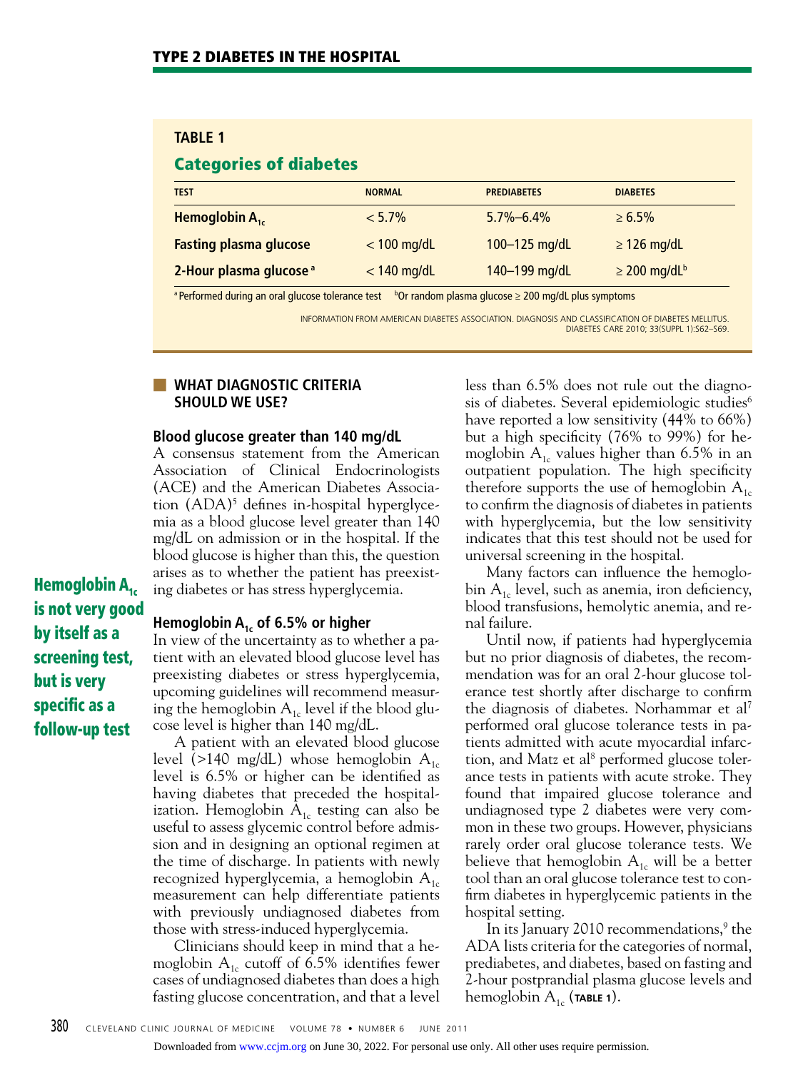**TABLE 1**

## Categories of diabetes

| TEST | NORMAL | PREDIABETES | DIABETES |
|---|---|---|---|
| Hemoglobin $A_{1c}$ | < 5.7% | 5.7%–6.4% | ≥ 6.5% |
| Fasting plasma glucose | < 100 mg/dL | 100–125 mg/dL | ≥ 126 mg/dL |
| 2-Hour plasma glucose [a] | < 140 mg/dL | 140–199 mg/dL | ≥ 200 mg/dL[b] |

[a] Performed during an oral glucose tolerance test [b] Or random plasma glucose ≥ 200 mg/dL plus symptoms

INFORMATION FROM AMERICAN DIABETES ASSOCIATION. DIAGNOSIS AND CLASSIFICATION OF DIABETES MELLITUS. DIABETES CARE 2010; 33(SUPPL 1):S62–S69.

## WHAT DIAGNOSTIC CRITERIA SHOULD WE USE?

### Blood glucose greater than 140 mg/dL

A consensus statement from the American Association of Clinical Endocrinologists (ACE) and the American Diabetes Association (ADA)[5] defines in-hospital hyperglycemia as a blood glucose level greater than 140 mg/dL on admission or in the hospital. If the blood glucose is higher than this, the question arises as to whether the patient has preexisting diabetes or has stress hyperglycemia.

**Hemoglobin $A_{1c}$ is not very good by itself as a screening test, but is very specific as a follow-up test**

### Hemoglobin $A_{1c}$ of 6.5% or higher

In view of the uncertainty as to whether a patient with an elevated blood glucose level has preexisting diabetes or stress hyperglycemia, upcoming guidelines will recommend measuring the hemoglobin $A_{1c}$ level if the blood glucose level is higher than 140 mg/dL.

A patient with an elevated blood glucose level (>140 mg/dL) whose hemoglobin $A_{1c}$ level is 6.5% or higher can be identified as having diabetes that preceded the hospitalization. Hemoglobin $A_{1c}$ testing can also be useful to assess glycemic control before admission and in designing an optional regimen at the time of discharge. In patients with newly recognized hyperglycemia, a hemoglobin $A_{1c}$ measurement can help differentiate patients with previously undiagnosed diabetes from those with stress-induced hyperglycemia.

Clinicians should keep in mind that a hemoglobin $A_{1c}$ cutoff of 6.5% identifies fewer cases of undiagnosed diabetes than does a high fasting glucose concentration, and that a level less than 6.5% does not rule out the diagnosis of diabetes. Several epidemiologic studies[6] have reported a low sensitivity (44% to 66%) but a high specificity (76% to 99%) for hemoglobin $A_{1c}$ values higher than 6.5% in an outpatient population. The high specificity therefore supports the use of hemoglobin $A_{1c}$ to confirm the diagnosis of diabetes in patients with hyperglycemia, but the low sensitivity indicates that this test should not be used for universal screening in the hospital.

Many factors can influence the hemoglobin $A_{1c}$ level, such as anemia, iron deficiency, blood transfusions, hemolytic anemia, and renal failure.

Until now, if patients had hyperglycemia but no prior diagnosis of diabetes, the recommendation was for an oral 2-hour glucose tolerance test shortly after discharge to confirm the diagnosis of diabetes. Norhammar et al[7] performed oral glucose tolerance tests in patients admitted with acute myocardial infarction, and Matz et al[8] performed glucose tolerance tests in patients with acute stroke. They found that impaired glucose tolerance and undiagnosed type 2 diabetes were very common in these two groups. However, physicians rarely order oral glucose tolerance tests. We believe that hemoglobin $A_{1c}$ will be a better tool than an oral glucose tolerance test to confirm diabetes in hyperglycemic patients in the hospital setting.

In its January 2010 recommendations,[9] the ADA lists criteria for the categories of normal, prediabetes, and diabetes, based on fasting and 2-hour postprandial plasma glucose levels and hemoglobin $A_{1c}$ (**TABLE 1**).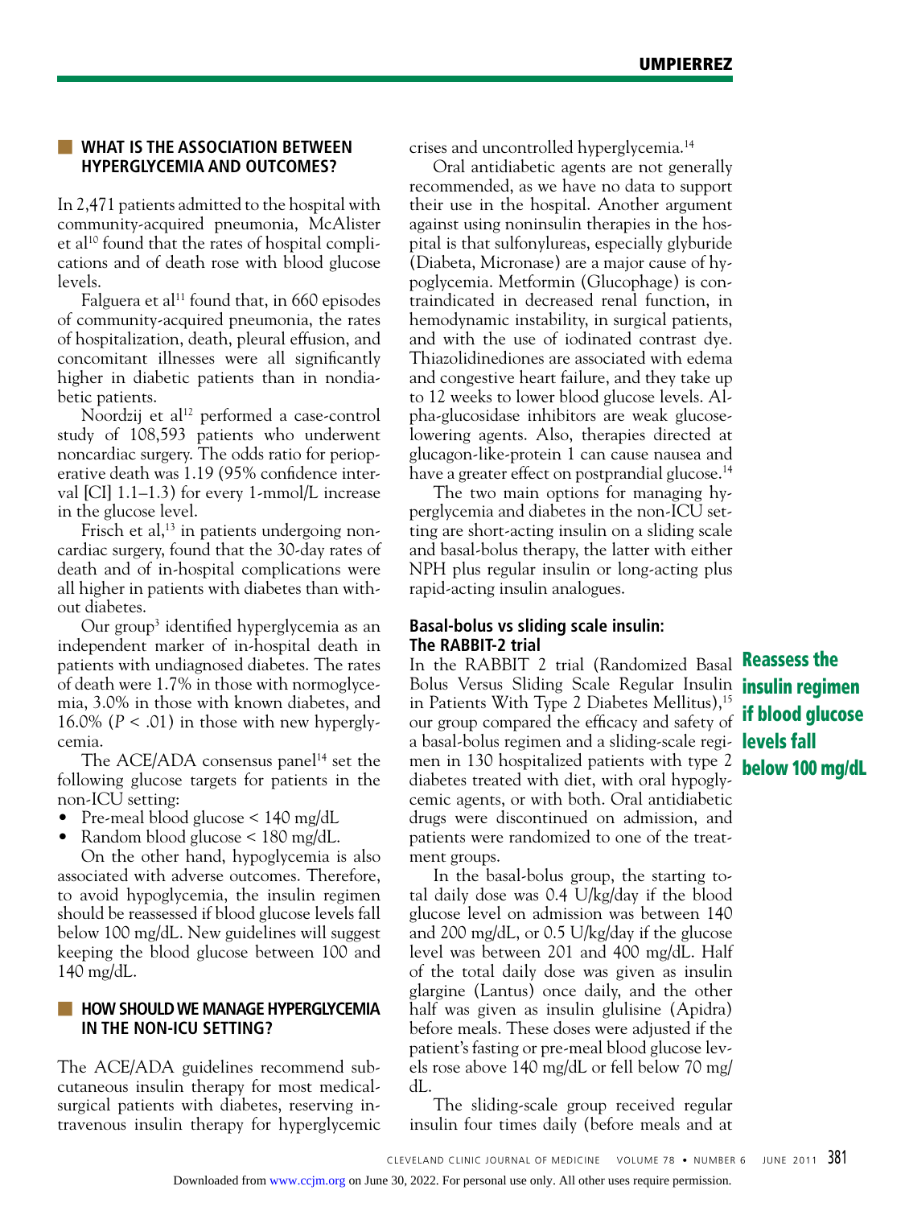## WHAT IS THE ASSOCIATION BETWEEN HYPERGLYCEMIA AND OUTCOMES?

In 2,471 patients admitted to the hospital with community-acquired pneumonia, McAlister et al[10] found that the rates of hospital complications and of death rose with blood glucose levels.

Falguera et al[11] found that, in 660 episodes of community-acquired pneumonia, the rates of hospitalization, death, pleural effusion, and concomitant illnesses were all significantly higher in diabetic patients than in nondiabetic patients.

Noordzij et al[12] performed a case-control study of 108,593 patients who underwent noncardiac surgery. The odds ratio for perioperative death was 1.19 (95% confidence interval [CI] 1.1–1.3) for every 1-mmol/L increase in the glucose level.

Frisch et al,[13] in patients undergoing noncardiac surgery, found that the 30-day rates of death and of in-hospital complications were all higher in patients with diabetes than without diabetes.

Our group[3] identified hyperglycemia as an independent marker of in-hospital death in patients with undiagnosed diabetes. The rates of death were 1.7% in those with normoglycemia, 3.0% in those with known diabetes, and 16.0% ($P < .01$) in those with new hyperglycemia.

The ACE/ADA consensus panel[14] set the following glucose targets for patients in the non-ICU setting:

- Pre-meal blood glucose < 140 mg/dL
- Random blood glucose < 180 mg/dL.

On the other hand, hypoglycemia is also associated with adverse outcomes. Therefore, to avoid hypoglycemia, the insulin regimen should be reassessed if blood glucose levels fall below 100 mg/dL. New guidelines will suggest keeping the blood glucose between 100 and 140 mg/dL.

## HOW SHOULD WE MANAGE HYPERGLYCEMIA IN THE NON-ICU SETTING?

The ACE/ADA guidelines recommend subcutaneous insulin therapy for most medical-surgical patients with diabetes, reserving intravenous insulin therapy for hyperglycemic crises and uncontrolled hyperglycemia.[14]

Oral antidiabetic agents are not generally recommended, as we have no data to support their use in the hospital. Another argument against using noninsulin therapies in the hospital is that sulfonylureas, especially glyburide (Diabeta, Micronase) are a major cause of hypoglycemia. Metformin (Glucophage) is contraindicated in decreased renal function, in hemodynamic instability, in surgical patients, and with the use of iodinated contrast dye. Thiazolidinediones are associated with edema and congestive heart failure, and they take up to 12 weeks to lower blood glucose levels. Alpha-glucosidase inhibitors are weak glucose-lowering agents. Also, therapies directed at glucagon-like-protein 1 can cause nausea and have a greater effect on postprandial glucose.[14]

The two main options for managing hyperglycemia and diabetes in the non-ICU setting are short-acting insulin on a sliding scale and basal-bolus therapy, the latter with either NPH plus regular insulin or long-acting plus rapid-acting insulin analogues.

### Basal-bolus vs sliding scale insulin: The RABBIT-2 trial

**Reassess the insulin regimen if blood glucose levels fall below 100 mg/dL**

In the RABBIT 2 trial (Randomized Basal Bolus Versus Sliding Scale Regular Insulin in Patients With Type 2 Diabetes Mellitus),[15] our group compared the efficacy and safety of a basal-bolus regimen and a sliding-scale regimen in 130 hospitalized patients with type 2 diabetes treated with diet, with oral hypoglycemic agents, or with both. Oral antidiabetic drugs were discontinued on admission, and patients were randomized to one of the treatment groups.

In the basal-bolus group, the starting total daily dose was 0.4 U/kg/day if the blood glucose level on admission was between 140 and 200 mg/dL, or 0.5 U/kg/day if the glucose level was between 201 and 400 mg/dL. Half of the total daily dose was given as insulin glargine (Lantus) once daily, and the other half was given as insulin glulisine (Apidra) before meals. These doses were adjusted if the patient's fasting or pre-meal blood glucose levels rose above 140 mg/dL or fell below 70 mg/dL.

The sliding-scale group received regular insulin four times daily (before meals and at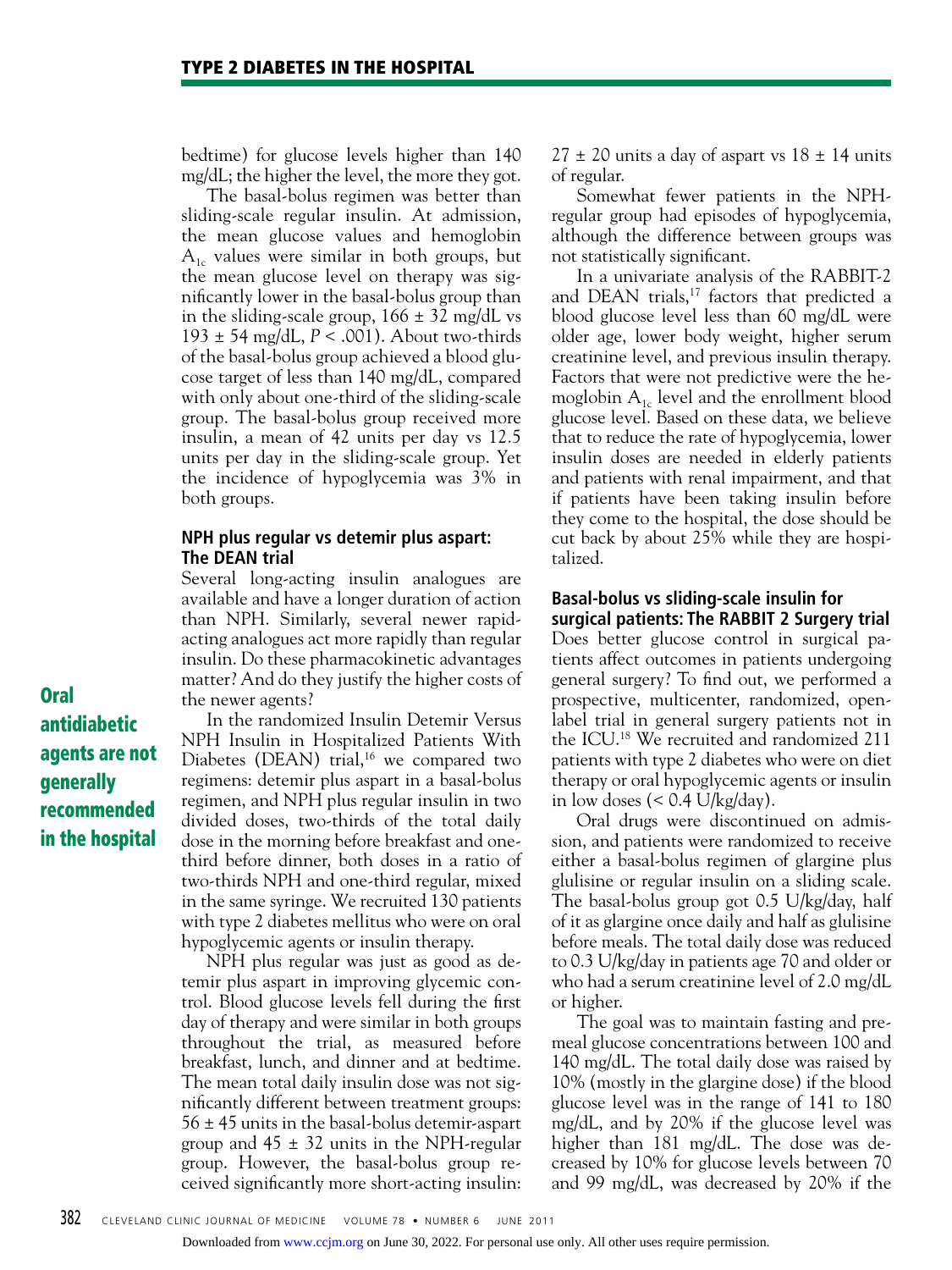bedtime) for glucose levels higher than 140 mg/dL; the higher the level, the more they got.

The basal-bolus regimen was better than sliding-scale regular insulin. At admission, the mean glucose values and hemoglobin $A_{1c}$ values were similar in both groups, but the mean glucose level on therapy was significantly lower in the basal-bolus group than in the sliding-scale group, 166 ± 32 mg/dL vs 193 ± 54 mg/dL, $P < .001$). About two-thirds of the basal-bolus group achieved a blood glucose target of less than 140 mg/dL, compared with only about one-third of the sliding-scale group. The basal-bolus group received more insulin, a mean of 42 units per day vs 12.5 units per day in the sliding-scale group. Yet the incidence of hypoglycemia was 3% in both groups.

### NPH plus regular vs detemir plus aspart: The DEAN trial

Several long-acting insulin analogues are available and have a longer duration of action than NPH. Similarly, several newer rapid-acting analogues act more rapidly than regular insulin. Do these pharmacokinetic advantages matter? And do they justify the higher costs of the newer agents?

**Oral antidiabetic agents are not generally recommended in the hospital**

In the randomized Insulin Detemir Versus NPH Insulin in Hospitalized Patients With Diabetes (DEAN) trial,[16] we compared two regimens: detemir plus aspart in a basal-bolus regimen, and NPH plus regular insulin in two divided doses, two-thirds of the total daily dose in the morning before breakfast and one-third before dinner, both doses in a ratio of two-thirds NPH and one-third regular, mixed in the same syringe. We recruited 130 patients with type 2 diabetes mellitus who were on oral hypoglycemic agents or insulin therapy.

NPH plus regular was just as good as detemir plus aspart in improving glycemic control. Blood glucose levels fell during the first day of therapy and were similar in both groups throughout the trial, as measured before breakfast, lunch, and dinner and at bedtime. The mean total daily insulin dose was not significantly different between treatment groups: 56 ± 45 units in the basal-bolus detemir-aspart group and 45 ± 32 units in the NPH-regular group. However, the basal-bolus group received significantly more short-acting insulin: 27 ± 20 units a day of aspart vs 18 ± 14 units of regular.

Somewhat fewer patients in the NPH-regular group had episodes of hypoglycemia, although the difference between groups was not statistically significant.

In a univariate analysis of the RABBIT-2 and DEAN trials,[17] factors that predicted a blood glucose level less than 60 mg/dL were older age, lower body weight, higher serum creatinine level, and previous insulin therapy. Factors that were not predictive were the hemoglobin $A_{1c}$ level and the enrollment blood glucose level. Based on these data, we believe that to reduce the rate of hypoglycemia, lower insulin doses are needed in elderly patients and patients with renal impairment, and that if patients have been taking insulin before they come to the hospital, the dose should be cut back by about 25% while they are hospitalized.

### Basal-bolus vs sliding-scale insulin for surgical patients: The RABBIT 2 Surgery trial

Does better glucose control in surgical patients affect outcomes in patients undergoing general surgery? To find out, we performed a prospective, multicenter, randomized, open-label trial in general surgery patients not in the ICU.[18] We recruited and randomized 211 patients with type 2 diabetes who were on diet therapy or oral hypoglycemic agents or insulin in low doses (< 0.4 U/kg/day).

Oral drugs were discontinued on admission, and patients were randomized to receive either a basal-bolus regimen of glargine plus glulisine or regular insulin on a sliding scale. The basal-bolus group got 0.5 U/kg/day, half of it as glargine once daily and half as glulisine before meals. The total daily dose was reduced to 0.3 U/kg/day in patients age 70 and older or who had a serum creatinine level of 2.0 mg/dL or higher.

The goal was to maintain fasting and premeal glucose concentrations between 100 and 140 mg/dL. The total daily dose was raised by 10% (mostly in the glargine dose) if the blood glucose level was in the range of 141 to 180 mg/dL, and by 20% if the glucose level was higher than 181 mg/dL. The dose was decreased by 10% for glucose levels between 70 and 99 mg/dL, was decreased by 20% if the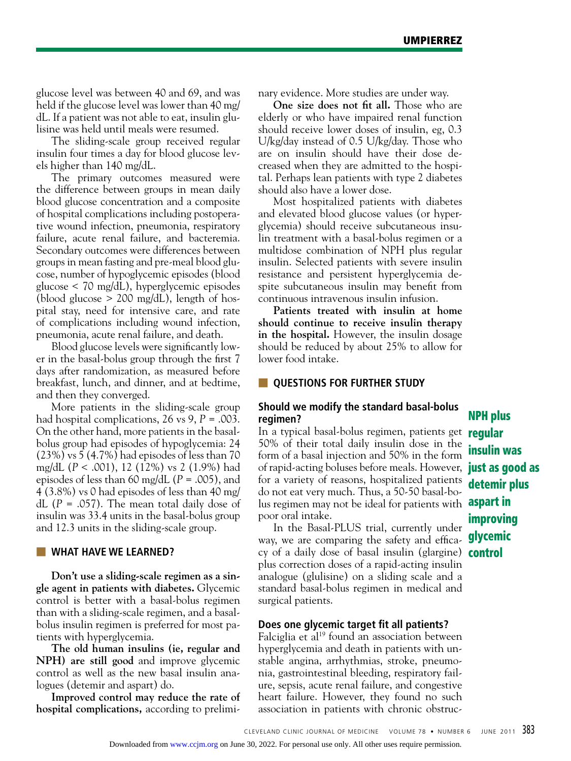glucose level was between 40 and 69, and was held if the glucose level was lower than 40 mg/dL. If a patient was not able to eat, insulin glulisine was held until meals were resumed.

The sliding-scale group received regular insulin four times a day for blood glucose levels higher than 140 mg/dL.

The primary outcomes measured were the difference between groups in mean daily blood glucose concentration and a composite of hospital complications including postoperative wound infection, pneumonia, respiratory failure, acute renal failure, and bacteremia. Secondary outcomes were differences between groups in mean fasting and pre-meal blood glucose, number of hypoglycemic episodes (blood glucose < 70 mg/dL), hyperglycemic episodes (blood glucose > 200 mg/dL), length of hospital stay, need for intensive care, and rate of complications including wound infection, pneumonia, acute renal failure, and death.

Blood glucose levels were significantly lower in the basal-bolus group through the first 7 days after randomization, as measured before breakfast, lunch, and dinner, and at bedtime, and then they converged.

More patients in the sliding-scale group had hospital complications, 26 vs 9, $P = .003$. On the other hand, more patients in the basal-bolus group had episodes of hypoglycemia: 24 (23%) vs 5 (4.7%) had episodes of less than 70 mg/dL ($P < .001$), 12 (12%) vs 2 (1.9%) had episodes of less than 60 mg/dL ($P = .005$), and 4 (3.8%) vs 0 had episodes of less than 40 mg/dL ($P = .057$). The mean total daily dose of insulin was 33.4 units in the basal-bolus group and 12.3 units in the sliding-scale group.

## WHAT HAVE WE LEARNED?

**Don't use a sliding-scale regimen as a single agent in patients with diabetes.** Glycemic control is better with a basal-bolus regimen than with a sliding-scale regimen, and a basal-bolus insulin regimen is preferred for most patients with hyperglycemia.

**The old human insulins (ie, regular and NPH) are still good** and improve glycemic control as well as the new basal insulin analogues (detemir and aspart) do.

**Improved control may reduce the rate of hospital complications,** according to preliminary evidence. More studies are under way.

**One size does not fit all.** Those who are elderly or who have impaired renal function should receive lower doses of insulin, eg, 0.3 U/kg/day instead of 0.5 U/kg/day. Those who are on insulin should have their dose decreased when they are admitted to the hospital. Perhaps lean patients with type 2 diabetes should also have a lower dose.

Most hospitalized patients with diabetes and elevated blood glucose values (or hyperglycemia) should receive subcutaneous insulin treatment with a basal-bolus regimen or a multidose combination of NPH plus regular insulin. Selected patients with severe insulin resistance and persistent hyperglycemia despite subcutaneous insulin may benefit from continuous intravenous insulin infusion.

**Patients treated with insulin at home should continue to receive insulin therapy in the hospital.** However, the insulin dosage should be reduced by about 25% to allow for lower food intake.

## QUESTIONS FOR FURTHER STUDY

### Should we modify the standard basal-bolus regimen?

In a typical basal-bolus regimen, patients get 50% of their total daily insulin dose in the form of a basal injection and 50% in the form of rapid-acting boluses before meals. However, for a variety of reasons, hospitalized patients do not eat very much. Thus, a 50-50 basal-bolus regimen may not be ideal for patients with poor oral intake.

In the Basal-PLUS trial, currently under way, we are comparing the safety and efficacy of a daily dose of basal insulin (glargine) plus correction doses of a rapid-acting insulin analogue (glulisine) on a sliding scale and a standard basal-bolus regimen in medical and surgical patients.

**NPH plus regular insulin was just as good as detemir plus aspart in improving glycemic control**

### Does one glycemic target fit all patients?

Falciglia et al[19] found an association between hyperglycemia and death in patients with unstable angina, arrhythmias, stroke, pneumonia, gastrointestinal bleeding, respiratory failure, sepsis, acute renal failure, and congestive heart failure. However, they found no such association in patients with chronic obstruc-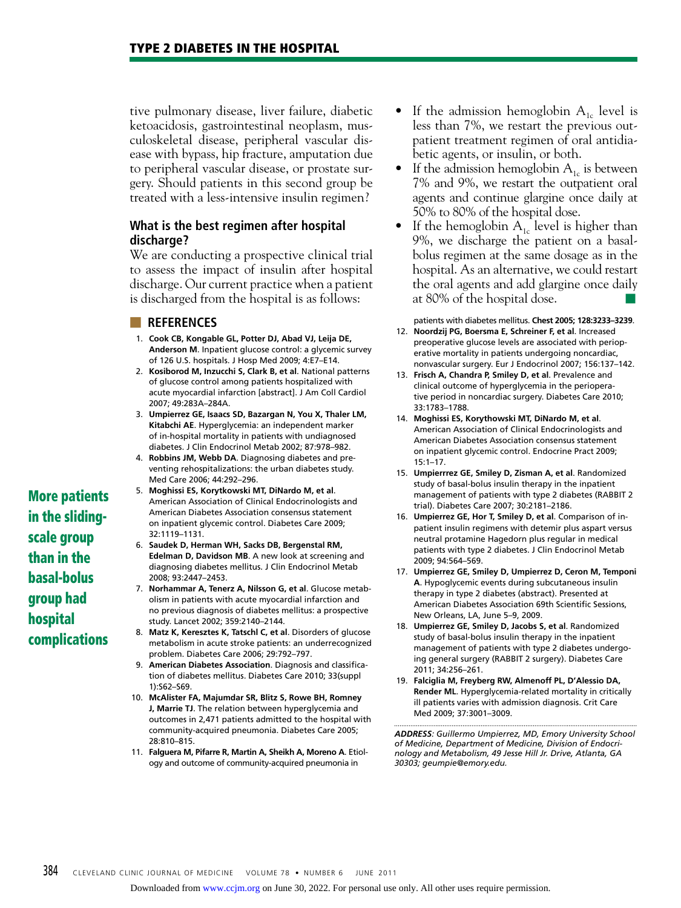tive pulmonary disease, liver failure, diabetic ketoacidosis, gastrointestinal neoplasm, musculoskeletal disease, peripheral vascular disease with bypass, hip fracture, amputation due to peripheral vascular disease, or prostate surgery. Should patients in this second group be treated with a less-intensive insulin regimen?

## What is the best regimen after hospital discharge?

We are conducting a prospective clinical trial to assess the impact of insulin after hospital discharge. Our current practice when a patient is discharged from the hospital is as follows:

- If the admission hemoglobin $A_{1c}$ level is less than 7%, we restart the previous outpatient treatment regimen of oral antidiabetic agents, or insulin, or both.
- If the admission hemoglobin $A_{1c}$ is between 7% and 9%, we restart the outpatient oral agents and continue glargine once daily at 50% to 80% of the hospital dose.
- If the hemoglobin $A_{1c}$ level is higher than 9%, we discharge the patient on a basal-bolus regimen at the same dosage as in the hospital. As an alternative, we could restart the oral agents and add glargine once daily at 80% of the hospital dose. ■

**More patients in the sliding-scale group than in the basal-bolus group had hospital complications**

## REFERENCES

1. **Cook CB, Kongable GL, Potter DJ, Abad VJ, Leija DE, Anderson M**. Inpatient glucose control: a glycemic survey of 126 U.S. hospitals. J Hosp Med 2009; 4:E7–E14.
2. **Kosiborod M, Inzucchi S, Clark B, et al**. National patterns of glucose control among patients hospitalized with acute myocardial infarction [abstract]. J Am Coll Cardiol 2007; 49:283A–284A.
3. **Umpierrez GE, Isaacs SD, Bazargan N, You X, Thaler LM, Kitabchi AE**. Hyperglycemia: an independent marker of in-hospital mortality in patients with undiagnosed diabetes. J Clin Endocrinol Metab 2002; 87:978–982.
4. **Robbins JM, Webb DA**. Diagnosing diabetes and preventing rehospitalizations: the urban diabetes study. Med Care 2006; 44:292–296.
5. **Moghissi ES, Korytkowski MT, DiNardo M, et al**. American Association of Clinical Endocrinologists and American Diabetes Association consensus statement on inpatient glycemic control. Diabetes Care 2009; 32:1119–1131.
6. **Saudek D, Herman WH, Sacks DB, Bergenstal RM, Edelman D, Davidson MB**. A new look at screening and diagnosing diabetes mellitus. J Clin Endocrinol Metab 2008; 93:2447–2453.
7. **Norhammar A, Tenerz A, Nilsson G, et al**. Glucose metabolism in patients with acute myocardial infarction and no previous diagnosis of diabetes mellitus: a prospective study. Lancet 2002; 359:2140–2144.
8. **Matz K, Keresztes K, Tatschl C, et al**. Disorders of glucose metabolism in acute stroke patients: an underrecognized problem. Diabetes Care 2006; 29:792–797.
9. **American Diabetes Association**. Diagnosis and classification of diabetes mellitus. Diabetes Care 2010; 33(suppl 1):S62–S69.
10. **McAlister FA, Majumdar SR, Blitz S, Rowe BH, Romney J, Marrie TJ**. The relation between hyperglycemia and outcomes in 2,471 patients admitted to the hospital with community-acquired pneumonia. Diabetes Care 2005; 28:810–815.
11. **Falguera M, Pifarre R, Martin A, Sheikh A, Moreno A**. Etiology and outcome of community-acquired pneumonia in patients with diabetes mellitus. **Chest 2005; 128:3233–3239**.
12. **Noordzij PG, Boersma E, Schreiner F, et al**. Increased preoperative glucose levels are associated with perioperative mortality in patients undergoing noncardiac, nonvascular surgery. Eur J Endocrinol 2007; 156:137–142.
13. **Frisch A, Chandra P, Smiley D, et al**. Prevalence and clinical outcome of hyperglycemia in the perioperative period in noncardiac surgery. Diabetes Care 2010; 33:1783–1788.
14. **Moghissi ES, Korythowski MT, DiNardo M, et al**. American Association of Clinical Endocrinologists and American Diabetes Association consensus statement on inpatient glycemic control. Endocrine Pract 2009; 15:1–17.
15. **Umpierrez GE, Smiley D, Zisman A, et al**. Randomized study of basal-bolus insulin therapy in the inpatient management of patients with type 2 diabetes (RABBIT 2 trial). Diabetes Care 2007; 30:2181–2186.
16. **Umpierrez GE, Hor T, Smiley D, et al**. Comparison of inpatient insulin regimens with detemir plus aspart versus neutral protamine Hagedorn plus regular in medical patients with type 2 diabetes. J Clin Endocrinol Metab 2009; 94:564–569.
17. **Umpierrez GE, Smiley D, Umpierrez D, Ceron M, Temponi A**. Hypoglycemic events during subcutaneous insulin therapy in type 2 diabetes (abstract). Presented at American Diabetes Association 69th Scientific Sessions, New Orleans, LA, June 5–9, 2009.
18. **Umpierrez GE, Smiley D, Jacobs S, et al**. Randomized study of basal-bolus insulin therapy in the inpatient management of patients with type 2 diabetes undergoing general surgery (RABBIT 2 surgery). Diabetes Care 2011; 34:256–261.
19. **Falciglia M, Freyberg RW, Almenoff PL, D'Alessio DA, Render ML**. Hyperglycemia-related mortality in critically ill patients varies with admission diagnosis. Crit Care Med 2009; 37:3001–3009.

***ADDRESS**: Guillermo Umpierrez, MD, Emory University School of Medicine, Department of Medicine, Division of Endocrinology and Metabolism, 49 Jesse Hill Jr. Drive, Atlanta, GA 30303; geumpie@emory.edu.*